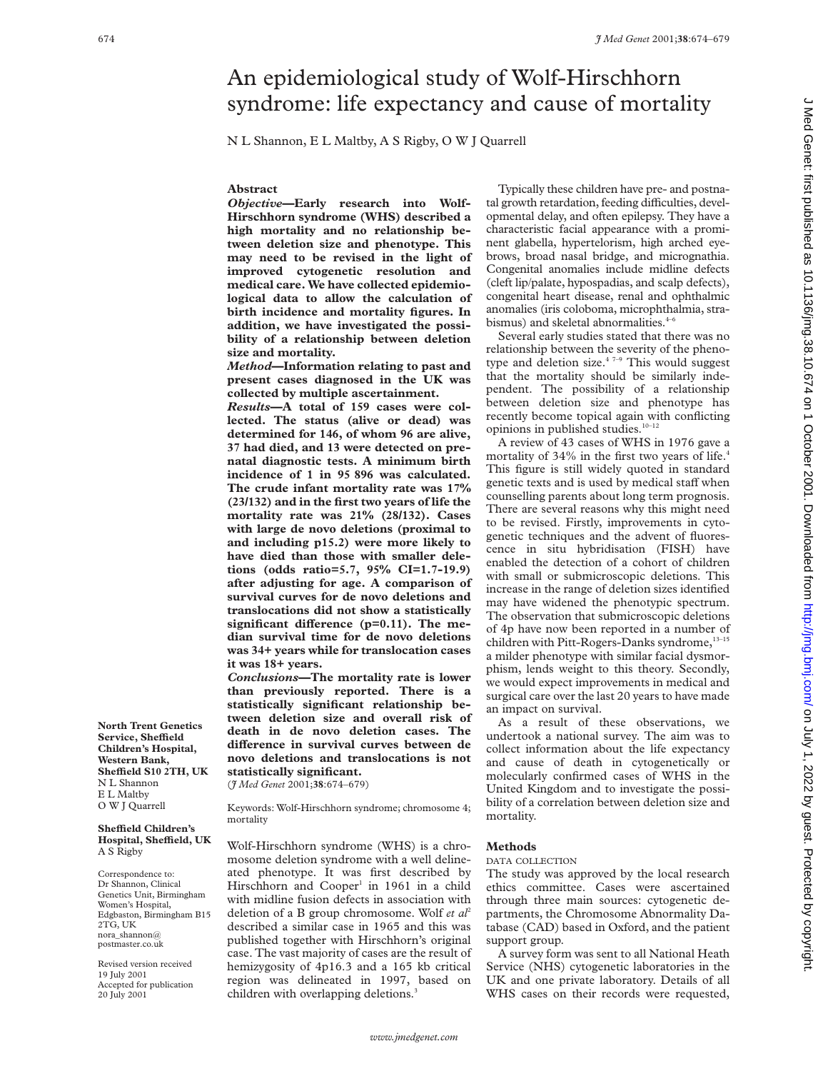# An epidemiological study of Wolf-Hirschhorn syndrome: life expectancy and cause of mortality

N L Shannon, E L Maltby, A S Rigby, O W J Quarrell

## Abstract

***Objective*—Early research into Wolf-Hirschhorn syndrome (WHS) described a high mortality and no relationship between deletion size and phenotype. This may need to be revised in the light of improved cytogenetic resolution and medical care. We have collected epidemiological data to allow the calculation of birth incidence and mortality figures. In addition, we have investigated the possibility of a relationship between deletion size and mortality.**

***Method*—Information relating to past and present cases diagnosed in the UK was collected by multiple ascertainment.**

***Results*—A total of 159 cases were collected. The status (alive or dead) was determined for 146, of whom 96 are alive, 37 had died, and 13 were detected on prenatal diagnostic tests. A minimum birth incidence of 1 in 95 896 was calculated. The crude infant mortality rate was 17% (23/132) and in the first two years of life the mortality rate was 21% (28/132). Cases with large de novo deletions (proximal to and including p15.2) were more likely to have died than those with smaller deletions (odds ratio=5.7, 95% CI=1.7-19.9) after adjusting for age. A comparison of survival curves for de novo deletions and translocations did not show a statistically significant difference (p=0.11). The median survival time for de novo deletions was 34+ years while for translocation cases it was 18+ years.**

***Conclusions*—The mortality rate is lower than previously reported. There is a statistically significant relationship between deletion size and overall risk of death in de novo deletion cases. The difference in survival curves between de novo deletions and translocations is not statistically significant.**

(*J Med Genet* 2001;**38**:674–679)

Keywords: Wolf-Hirschhorn syndrome; chromosome 4; mortality

**North Trent Genetics Service, Sheffield Children's Hospital, Western Bank, Sheffield S10 2TH, UK**
N L Shannon
E L Maltby
O W J Quarrell

**Sheffield Children's Hospital, Sheffield, UK**
A S Rigby

Correspondence to: Dr Shannon, Clinical Genetics Unit, Birmingham Women's Hospital, Edgbaston, Birmingham B15 2TG, UK
nora_shannon@postmaster.co.uk

Revised version received 19 July 2001
Accepted for publication 20 July 2001

Wolf-Hirschhorn syndrome (WHS) is a chromosome deletion syndrome with a well delineated phenotype. It was first described by Hirschhorn and Cooper[1] in 1961 in a child with midline fusion defects in association with deletion of a B group chromosome. Wolf *et al*[2] described a similar case in 1965 and this was published together with Hirschhorn's original case. The vast majority of cases are the result of hemizygosity of 4p16.3 and a 165 kb critical region was delineated in 1997, based on children with overlapping deletions.[3]

Typically these children have pre- and postnatal growth retardation, feeding difficulties, developmental delay, and often epilepsy. They have a characteristic facial appearance with a prominent glabella, hypertelorism, high arched eyebrows, broad nasal bridge, and micrognathia. Congenital anomalies include midline defects (cleft lip/palate, hypospadias, and scalp defects), congenital heart disease, renal and ophthalmic anomalies (iris coloboma, microphthalmia, strabismus) and skeletal abnormalities.[4–6]

Several early studies stated that there was no relationship between the severity of the phenotype and deletion size.[4 7–9] This would suggest that the mortality should be similarly independent. The possibility of a relationship between deletion size and phenotype has recently become topical again with conflicting opinions in published studies.[10–12]

A review of 43 cases of WHS in 1976 gave a mortality of 34% in the first two years of life.[4] This figure is still widely quoted in standard genetic texts and is used by medical staff when counselling parents about long term prognosis. There are several reasons why this might need to be revised. Firstly, improvements in cytogenetic techniques and the advent of fluorescence in situ hybridisation (FISH) have enabled the detection of a cohort of children with small or submicroscopic deletions. This increase in the range of deletion sizes identified may have widened the phenotypic spectrum. The observation that submicroscopic deletions of 4p have now been reported in a number of children with Pitt-Rogers-Danks syndrome,[13–15] a milder phenotype with similar facial dysmorphism, lends weight to this theory. Secondly, we would expect improvements in medical and surgical care over the last 20 years to have made an impact on survival.

As a result of these observations, we undertook a national survey. The aim was to collect information about the life expectancy and cause of death in cytogenetically or molecularly confirmed cases of WHS in the United Kingdom and to investigate the possibility of a correlation between deletion size and mortality.

## Methods

### DATA COLLECTION

The study was approved by the local research ethics committee. Cases were ascertained through three main sources: cytogenetic departments, the Chromosome Abnormality Database (CAD) based in Oxford, and the patient support group.

A survey form was sent to all National Heath Service (NHS) cytogenetic laboratories in the UK and one private laboratory. Details of all WHS cases on their records were requested,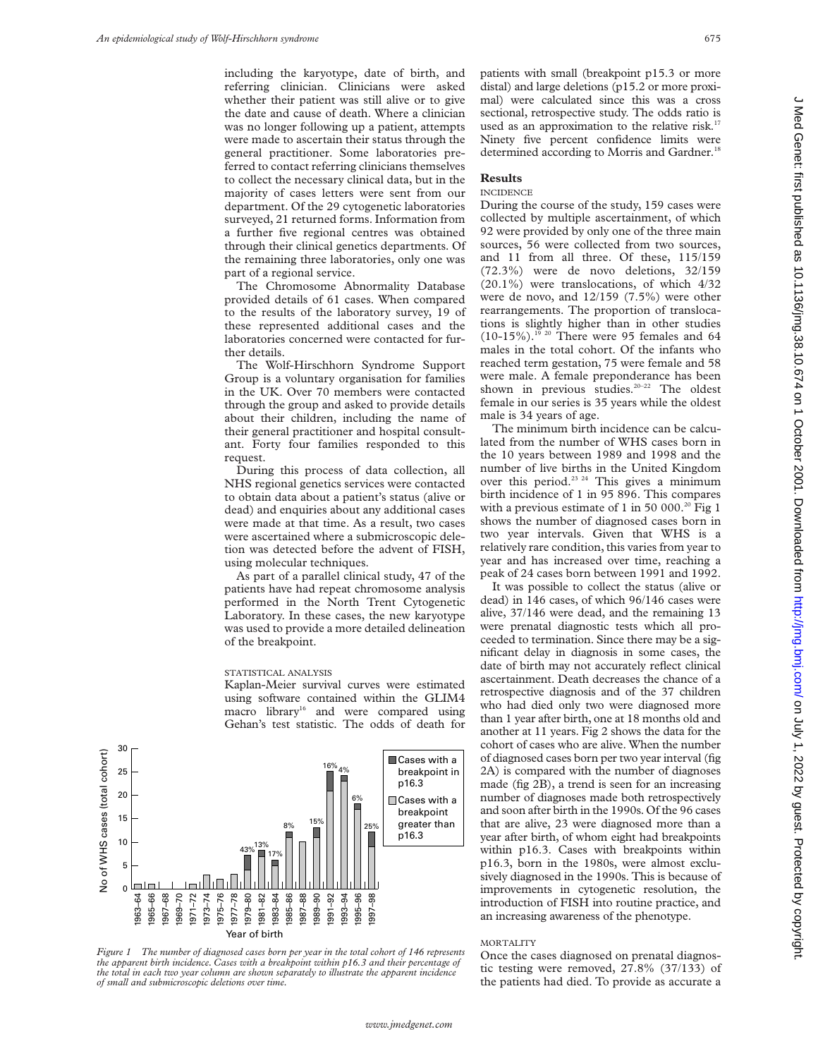including the karyotype, date of birth, and referring clinician. Clinicians were asked whether their patient was still alive or to give the date and cause of death. Where a clinician was no longer following up a patient, attempts were made to ascertain their status through the general practitioner. Some laboratories preferred to contact referring clinicians themselves to collect the necessary clinical data, but in the majority of cases letters were sent from our department. Of the 29 cytogenetic laboratories surveyed, 21 returned forms. Information from a further five regional centres was obtained through their clinical genetics departments. Of the remaining three laboratories, only one was part of a regional service.

The Chromosome Abnormality Database provided details of 61 cases. When compared to the results of the laboratory survey, 19 of these represented additional cases and the laboratories concerned were contacted for further details.

The Wolf-Hirschhorn Syndrome Support Group is a voluntary organisation for families in the UK. Over 70 members were contacted through the group and asked to provide details about their children, including the name of their general practitioner and hospital consultant. Forty four families responded to this request.

During this process of data collection, all NHS regional genetics services were contacted to obtain data about a patient's status (alive or dead) and enquiries about any additional cases were made at that time. As a result, two cases were ascertained where a submicroscopic deletion was detected before the advent of FISH, using molecular techniques.

As part of a parallel clinical study, 47 of the patients have had repeat chromosome analysis performed in the North Trent Cytogenetic Laboratory. In these cases, the new karyotype was used to provide a more detailed delineation of the breakpoint.

STATISTICAL ANALYSIS

Kaplan-Meier survival curves were estimated using software contained within the GLIM4 macro library[16] and were compared using Gehan's test statistic. The odds of death for patients with small (breakpoint p15.3 or more distal) and large deletions (p15.2 or more proximal) were calculated since this was a cross sectional, retrospective study. The odds ratio is used as an approximation to the relative risk.[17] Ninety five percent confidence limits were determined according to Morris and Gardner.[18]

## Results

INCIDENCE

During the course of the study, 159 cases were collected by multiple ascertainment, of which 92 were provided by only one of the three main sources, 56 were collected from two sources, and 11 from all three. Of these, 115/159 (72.3%) were de novo deletions, 32/159 (20.1%) were translocations, of which 4/32 were de novo, and 12/159 (7.5%) were other rearrangements. The proportion of translocations is slightly higher than in other studies (10-15%).[19 20] There were 95 females and 64 males in the total cohort. Of the infants who reached term gestation, 75 were female and 58 were male. A female preponderance has been shown in previous studies.[20–22] The oldest female in our series is 35 years of age while the oldest male is 34 years of age.

The minimum birth incidence can be calculated from the number of WHS cases born in the 10 years between 1989 and 1998 and the number of live births in the United Kingdom over this period.[23 24] This gives a minimum birth incidence of 1 in 95 896. This compares with a previous estimate of 1 in 50 000.[20] Fig 1 shows the number of diagnosed cases born in two year intervals. Given that WHS is a relatively rare condition, this varies from year to year and has increased over time, reaching a peak of 24 cases born between 1991 and 1992.

It was possible to collect the status (alive or dead) in 146 cases, of which 96/146 cases were alive, 37/146 were dead, and the remaining 13 were prenatal diagnostic tests which all proceeded to termination. Since there may be a significant delay in diagnosis in some cases, the date of birth may not accurately reflect clinical ascertainment. Death decreases the chance of a retrospective diagnosis and of the 37 children who had died only two were diagnosed more than 1 year after birth, one at 18 months old and another at 11 years. Fig 2 shows the data for the cohort of cases who are alive. When the number of diagnosed cases born per two year interval (fig 2A) is compared with the number of diagnoses made (fig 2B), a trend is seen for an increasing number of diagnoses made both retrospectively and soon after birth in the 1990s. Of the 96 cases that are alive, 23 were diagnosed more than a year after birth, of whom eight had breakpoints within p16.3. Cases with breakpoints within p16.3, born in the 1980s, were almost exclusively diagnosed in the 1990s. This is because of improvements in cytogenetic resolution, the introduction of FISH into routine practice, and an increasing awareness of the phenotype.

*Figure 1 The number of diagnosed cases born per year in the total cohort of 146 represents the apparent birth incidence. Cases with a breakpoint within p16.3 and their percentage of the total in each two year column are shown separately to illustrate the apparent incidence of small and submicroscopic deletions over time.*

MORTALITY

Once the cases diagnosed on prenatal diagnostic testing were removed, 27.8% (37/133) of the patients had died. To provide as accurate a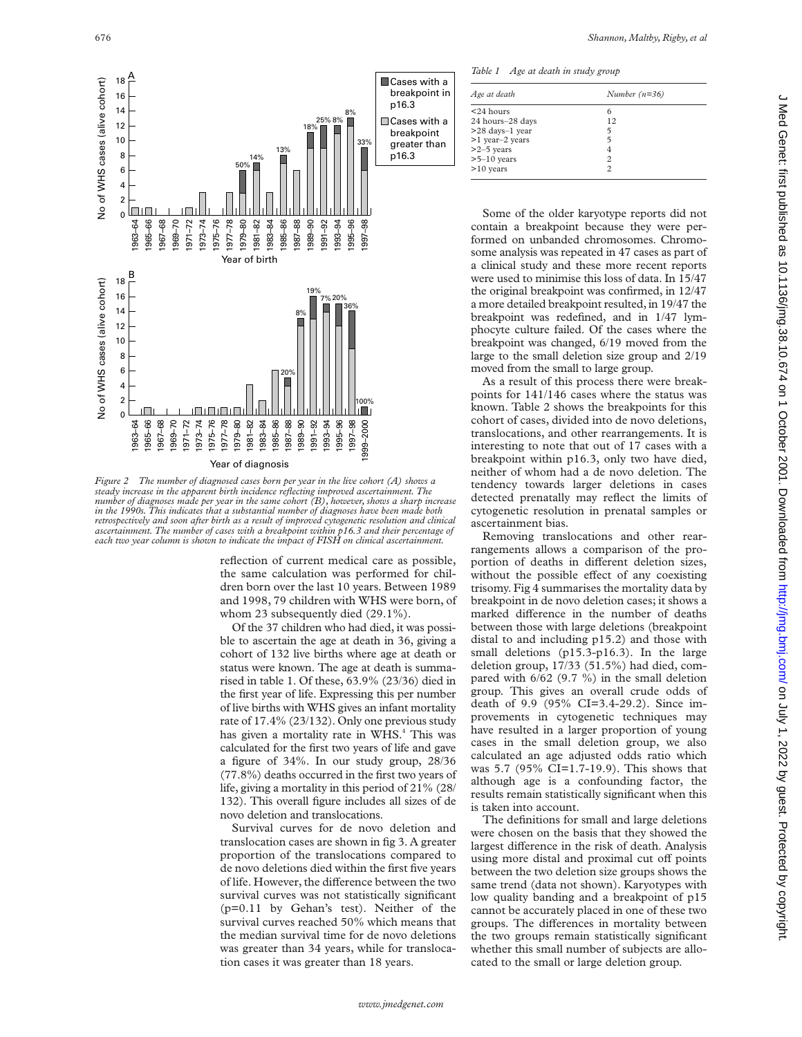Figure 2 The number of diagnosed cases born per year in the live cohort (A) shows a steady increase in the apparent birth incidence reflecting improved ascertainment. The number of diagnoses made per year in the same cohort (B), however, shows a sharp increase in the 1990s. This indicates that a substantial number of diagnoses have been made both retrospectively and soon after birth as a result of improved cytogenetic resolution and clinical ascertainment. The number of cases with a breakpoint within p16.3 and their percentage of each two year column is shown to indicate the impact of FISH on clinical ascertainment.

reflection of current medical care as possible, the same calculation was performed for children born over the last 10 years. Between 1989 and 1998, 79 children with WHS were born, of whom 23 subsequently died (29.1%).

Of the 37 children who had died, it was possible to ascertain the age at death in 36, giving a cohort of 132 live births where age at death or status were known. The age at death is summarised in table 1. Of these, 63.9% (23/36) died in the first year of life. Expressing this per number of live births with WHS gives an infant mortality rate of 17.4% (23/132). Only one previous study has given a mortality rate in WHS.[4] This was calculated for the first two years of life and gave a figure of 34%. In our study group, 28/36 (77.8%) deaths occurred in the first two years of life, giving a mortality in this period of 21% (28/132). This overall figure includes all sizes of de novo deletion and translocations.

Survival curves for de novo deletion and translocation cases are shown in fig 3. A greater proportion of the translocations compared to de novo deletions died within the first five years of life. However, the difference between the two survival curves was not statistically significant (p=0.11 by Gehan's test). Neither of the survival curves reached 50% which means that the median survival time for de novo deletions was greater than 34 years, while for translocation cases it was greater than 18 years.

*Table 1 Age at death in study group*

| Age at death | Number (n=36) |
|---|---|
| <24 hours | 6 |
| 24 hours–28 days | 12 |
| >28 days–1 year | 5 |
| >1 year–2 years | 5 |
| >2–5 years | 4 |
| >5–10 years | 2 |
| >10 years | 2 |

Some of the older karyotype reports did not contain a breakpoint because they were performed on unbanded chromosomes. Chromosome analysis was repeated in 47 cases as part of a clinical study and these more recent reports were used to minimise this loss of data. In 15/47 the original breakpoint was confirmed, in 12/47 a more detailed breakpoint resulted, in 19/47 the breakpoint was redefined, and in 1/47 lymphocyte culture failed. Of the cases where the breakpoint was changed, 6/19 moved from the large to the small deletion size group and 2/19 moved from the small to large group.

As a result of this process there were breakpoints for 141/146 cases where the status was known. Table 2 shows the breakpoints for this cohort of cases, divided into de novo deletions, translocations, and other rearrangements. It is interesting to note that out of 17 cases with a breakpoint within p16.3, only two have died, neither of whom had a de novo deletion. The tendency towards larger deletions in cases detected prenatally may reflect the limits of cytogenetic resolution in prenatal samples or ascertainment bias.

Removing translocations and other rearrangements allows a comparison of the proportion of deaths in different deletion sizes, without the possible effect of any coexisting trisomy. Fig 4 summarises the mortality data by breakpoint in de novo deletion cases; it shows a marked difference in the number of deaths between those with large deletions (breakpoint distal to and including p15.2) and those with small deletions (p15.3-p16.3). In the large deletion group, 17/33 (51.5%) had died, compared with 6/62 (9.7 %) in the small deletion group. This gives an overall crude odds of death of 9.9 (95% CI=3.4-29.2). Since improvements in cytogenetic techniques may have resulted in a larger proportion of young cases in the small deletion group, we also calculated an age adjusted odds ratio which was 5.7 (95% CI=1.7-19.9). This shows that although age is a confounding factor, the results remain statistically significant when this is taken into account.

The definitions for small and large deletions were chosen on the basis that they showed the largest difference in the risk of death. Analysis using more distal and proximal cut off points between the two deletion size groups shows the same trend (data not shown). Karyotypes with low quality banding and a breakpoint of p15 cannot be accurately placed in one of these two groups. The differences in mortality between the two groups remain statistically significant whether this small number of subjects are allocated to the small or large deletion group.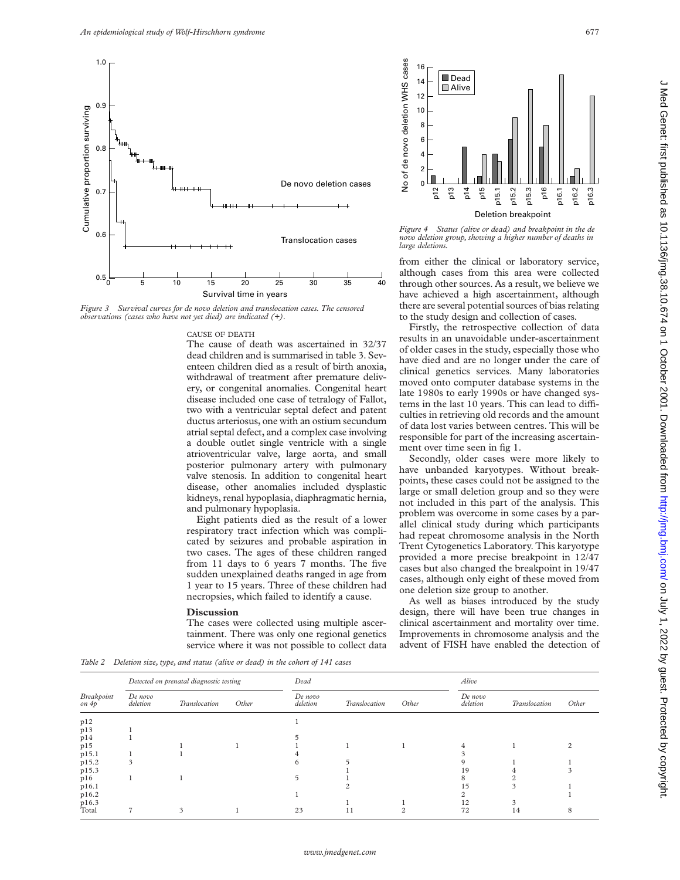Figure 3 Survival curves for de novo deletion and translocation cases. The censored observations (cases who have not yet died) are indicated (+).

Figure 4 Status (alive or dead) and breakpoint in the de novo deletion group, showing a higher number of deaths in large deletions.

### CAUSE OF DEATH

The cause of death was ascertained in 32/37 dead children and is summarised in table 3. Seventeen children died as a result of birth anoxia, withdrawal of treatment after premature delivery, or congenital anomalies. Congenital heart disease included one case of tetralogy of Fallot, two with a ventricular septal defect and patent ductus arteriosus, one with an ostium secundum atrial septal defect, and a complex case involving a double outlet single ventricle with a single atrioventricular valve, large aorta, and small posterior pulmonary artery with pulmonary valve stenosis. In addition to congenital heart disease, other anomalies included dysplastic kidneys, renal hypoplasia, diaphragmatic hernia, and pulmonary hypoplasia.

Eight patients died as the result of a lower respiratory tract infection which was complicated by seizures and probable aspiration in two cases. The ages of these children ranged from 11 days to 6 years 7 months. The five sudden unexplained deaths ranged in age from 1 year to 15 years. Three of these children had necropsies, which failed to identify a cause.

## Discussion

The cases were collected using multiple ascertainment. There was only one regional genetics service where it was not possible to collect data from either the clinical or laboratory service, although cases from this area were collected through other sources. As a result, we believe we have achieved a high ascertainment, although there are several potential sources of bias relating to the study design and collection of cases.

Firstly, the retrospective collection of data results in an unavoidable under-ascertainment of older cases in the study, especially those who have died and are no longer under the care of clinical genetics services. Many laboratories moved onto computer database systems in the late 1980s to early 1990s or have changed systems in the last 10 years. This can lead to difficulties in retrieving old records and the amount of data lost varies between centres. This will be responsible for part of the increasing ascertainment over time seen in fig 1.

Secondly, older cases were more likely to have unbanded karyotypes. Without breakpoints, these cases could not be assigned to the large or small deletion group and so they were not included in this part of the analysis. This problem was overcome in some cases by a parallel clinical study during which participants had repeat chromosome analysis in the North Trent Cytogenetics Laboratory. This karyotype provided a more precise breakpoint in 12/47 cases but also changed the breakpoint in 19/47 cases, although only eight of these moved from one deletion size group to another.

As well as biases introduced by the study design, there will have been true changes in clinical ascertainment and mortality over time. Improvements in chromosome analysis and the advent of FISH have enabled the detection of

Table 2 Deletion size, type, and status (alive or dead) in the cohort of 141 cases

| Breakpoint on 4p | Detected on prenatal diagnostic testing | | | Dead | | | Alive | | |
|---|---|---|---|---|---|---|---|---|---|
| | De novo deletion | Translocation | Other | De novo deletion | Translocation | Other | De novo deletion | Translocation | Other |
| p12 | | | | 1 | | | | | |
| p13 | 1 | | | | | | | | |
| p14 | 1 | | | 5 | | | | | |
| p15 | | 1 | 1 | 1 | 1 | 1 | 4 | 1 | 2 |
| p15.1 | 1 | 1 | | 4 | | | 3 | | |
| p15.2 | 3 | | | 6 | 5 | | 9 | 1 | 1 |
| p15.3 | | | | | 1 | | 19 | 4 | 3 |
| p16 | 1 | 1 | | 5 | 1 | | 8 | 2 | |
| p16.1 | | | | | 2 | | 15 | 3 | 1 |
| p16.2 | | | | 1 | | | 2 | | 1 |
| p16.3 | | | | | 1 | 1 | 12 | 3 | |
| Total | 7 | 3 | 1 | 23 | 11 | 2 | 72 | 14 | 8 |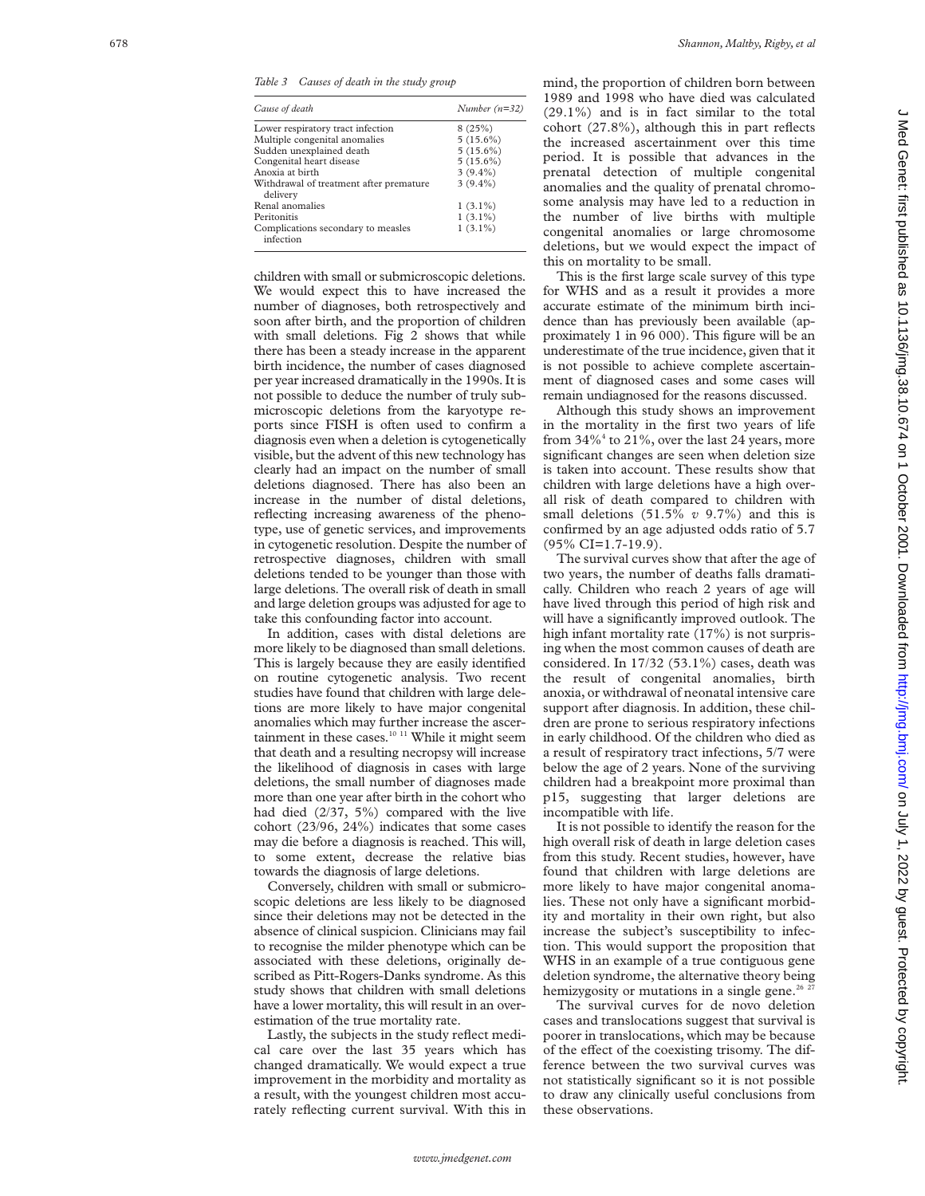*Table 3 Causes of death in the study group*

| Cause of death | Number (n=32) |
| --- | --- |
| Lower respiratory tract infection | 8 (25%) |
| Multiple congenital anomalies | 5 (15.6%) |
| Sudden unexplained death | 5 (15.6%) |
| Congenital heart disease | 5 (15.6%) |
| Anoxia at birth | 3 (9.4%) |
| Withdrawal of treatment after premature delivery | 3 (9.4%) |
| Renal anomalies | 1 (3.1%) |
| Peritonitis | 1 (3.1%) |
| Complications secondary to measles infection | 1 (3.1%) |

children with small or submicroscopic deletions. We would expect this to have increased the number of diagnoses, both retrospectively and soon after birth, and the proportion of children with small deletions. Fig 2 shows that while there has been a steady increase in the apparent birth incidence, the number of cases diagnosed per year increased dramatically in the 1990s. It is not possible to deduce the number of truly submicroscopic deletions from the karyotype reports since FISH is often used to confirm a diagnosis even when a deletion is cytogenetically visible, but the advent of this new technology has clearly had an impact on the number of small deletions diagnosed. There has also been an increase in the number of distal deletions, reflecting increasing awareness of the phenotype, use of genetic services, and improvements in cytogenetic resolution. Despite the number of retrospective diagnoses, children with small deletions tended to be younger than those with large deletions. The overall risk of death in small and large deletion groups was adjusted for age to take this confounding factor into account.

In addition, cases with distal deletions are more likely to be diagnosed than small deletions. This is largely because they are easily identified on routine cytogenetic analysis. Two recent studies have found that children with large deletions are more likely to have major congenital anomalies which may further increase the ascertainment in these cases.[10 11] While it might seem that death and a resulting necropsy will increase the likelihood of diagnosis in cases with large deletions, the small number of diagnoses made more than one year after birth in the cohort who had died (2/37, 5%) compared with the live cohort (23/96, 24%) indicates that some cases may die before a diagnosis is reached. This will, to some extent, decrease the relative bias towards the diagnosis of large deletions.

Conversely, children with small or submicroscopic deletions are less likely to be diagnosed since their deletions may not be detected in the absence of clinical suspicion. Clinicians may fail to recognise the milder phenotype which can be associated with these deletions, originally described as Pitt-Rogers-Danks syndrome. As this study shows that children with small deletions have a lower mortality, this will result in an overestimation of the true mortality rate.

Lastly, the subjects in the study reflect medical care over the last 35 years which has changed dramatically. We would expect a true improvement in the morbidity and mortality as a result, with the youngest children most accurately reflecting current survival. With this in mind, the proportion of children born between 1989 and 1998 who have died was calculated (29.1%) and is in fact similar to the total cohort (27.8%), although this in part reflects the increased ascertainment over this time period. It is possible that advances in the prenatal detection of multiple congenital anomalies and the quality of prenatal chromosome analysis may have led to a reduction in the number of live births with multiple congenital anomalies or large chromosome deletions, but we would expect the impact of this on mortality to be small.

This is the first large scale survey of this type for WHS and as a result it provides a more accurate estimate of the minimum birth incidence than has previously been available (approximately 1 in 96 000). This figure will be an underestimate of the true incidence, given that it is not possible to achieve complete ascertainment of diagnosed cases and some cases will remain undiagnosed for the reasons discussed.

Although this study shows an improvement in the mortality in the first two years of life from 34%[4] to 21%, over the last 24 years, more significant changes are seen when deletion size is taken into account. These results show that children with large deletions have a high overall risk of death compared to children with small deletions (51.5% *v* 9.7%) and this is confirmed by an age adjusted odds ratio of 5.7 (95% CI=1.7-19.9).

The survival curves show that after the age of two years, the number of deaths falls dramatically. Children who reach 2 years of age will have lived through this period of high risk and will have a significantly improved outlook. The high infant mortality rate (17%) is not surprising when the most common causes of death are considered. In 17/32 (53.1%) cases, death was the result of congenital anomalies, birth anoxia, or withdrawal of neonatal intensive care support after diagnosis. In addition, these children are prone to serious respiratory infections in early childhood. Of the children who died as a result of respiratory tract infections, 5/7 were below the age of 2 years. None of the surviving children had a breakpoint more proximal than p15, suggesting that larger deletions are incompatible with life.

It is not possible to identify the reason for the high overall risk of death in large deletion cases from this study. Recent studies, however, have found that children with large deletions are more likely to have major congenital anomalies. These not only have a significant morbidity and mortality in their own right, but also increase the subject's susceptibility to infection. This would support the proposition that WHS in an example of a true contiguous gene deletion syndrome, the alternative theory being hemizygosity or mutations in a single gene.[26 27]

The survival curves for de novo deletion cases and translocations suggest that survival is poorer in translocations, which may be because of the effect of the coexisting trisomy. The difference between the two survival curves was not statistically significant so it is not possible to draw any clinically useful conclusions from these observations.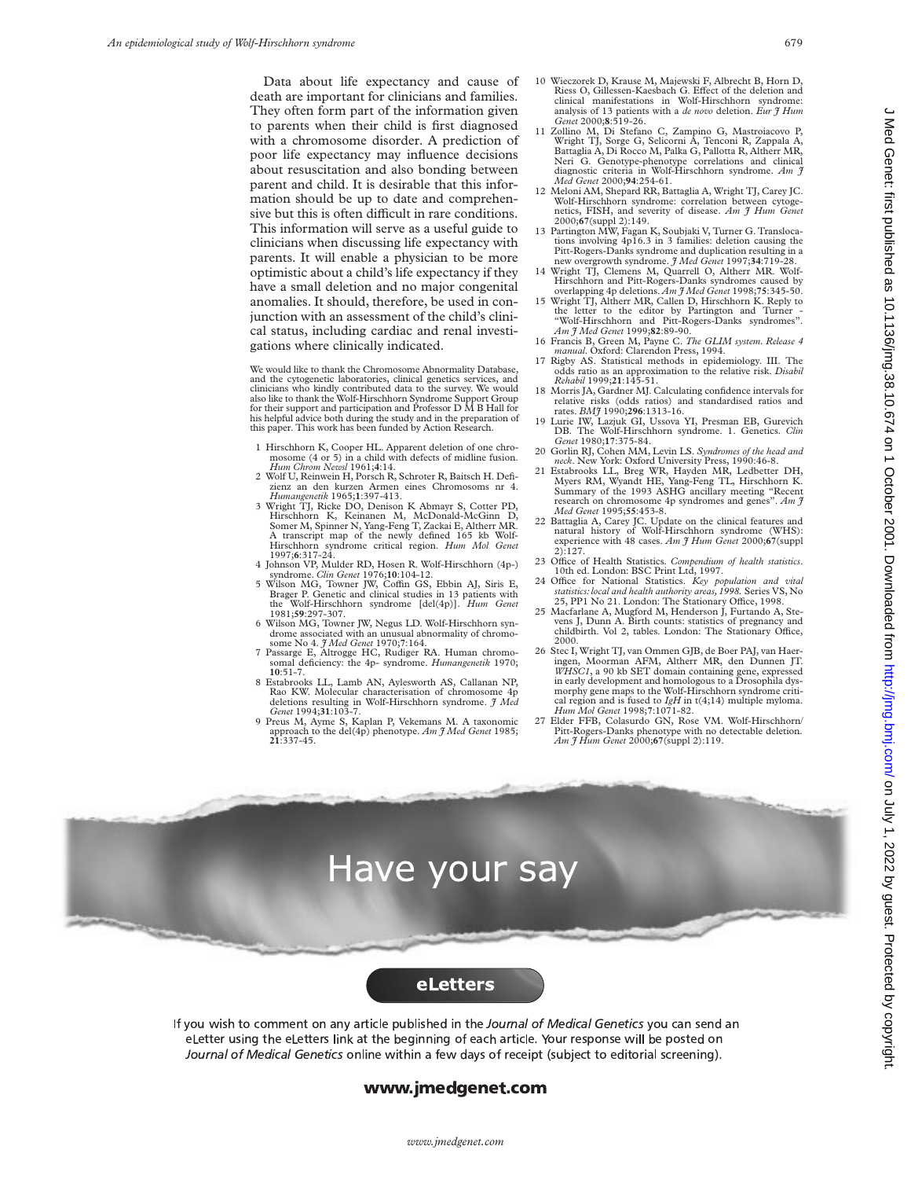Data about life expectancy and cause of death are important for clinicians and families. They often form part of the information given to parents when their child is first diagnosed with a chromosome disorder. A prediction of poor life expectancy may influence decisions about resuscitation and also bonding between parent and child. It is desirable that this information should be up to date and comprehensive but this is often difficult in rare conditions. This information will serve as a useful guide to clinicians when discussing life expectancy with parents. It will enable a physician to be more optimistic about a child's life expectancy if they have a small deletion and no major congenital anomalies. It should, therefore, be used in conjunction with an assessment of the child's clinical status, including cardiac and renal investigations where clinically indicated.

We would like to thank the Chromosome Abnormality Database, and the cytogenetic laboratories, clinical genetics services, and clinicians who kindly contributed data to the survey. We would also like to thank the Wolf-Hirschhorn Syndrome Support Group for their support and participation and Professor D M B Hall for his helpful advice both during the study and in the preparation of this paper. This work has been funded by Action Research.

1. Hirschhorn K, Cooper HL. Apparent deletion of one chromosome (4 or 5) in a child with defects of midline fusion. *Hum Chrom Newsl* 1961;**4**:14.
2. Wolf U, Reinwein H, Porsch R, Schroter R, Baitsch H. Defizienz an den kurzen Armen eines Chromosoms nr 4. *Humangenetik* 1965;**1**:397-413.
3. Wright TJ, Ricke DO, Denison K Abmayr S, Cotter PD, Hirschhorn K, Keinanen M, McDonald-McGinn D, Somer M, Spinner N, Yang-Feng T, Zackai E, Altherr MR. A transcript map of the newly defined 165 kb Wolf-Hirschhorn syndrome critical region. *Hum Mol Genet* 1997;**6**:317-24.
4. Johnson VP, Mulder RD, Hosen R. Wolf-Hirschhorn (4p-) syndrome. *Clin Genet* 1976;**10**:104-12.
5. Wilson MG, Towner JW, Coffin GS, Ebbin AJ, Siris E, Brager P. Genetic and clinical studies in 13 patients with the Wolf-Hirschhorn syndrome [del(4p)]. *Hum Genet* 1981;**59**:297-307.
6. Wilson MG, Towner JW, Negus LD. Wolf-Hirschhorn syndrome associated with an unusual abnormality of chromosome No 4. *J Med Genet* 1970;**7**:164.
7. Passarge E, Altrogge HC, Rudiger RA. Human chromosomal deficiency: the 4p- syndrome. *Humangenetik* 1970; **10**:51-7.
8. Estabrooks LL, Lamb AN, Aylesworth AS, Callanan NP, Rao KW. Molecular characterisation of chromosome 4p deletions resulting in Wolf-Hirschhorn syndrome. *J Med Genet* 1994;**31**:103-7.
9. Preus M, Ayme S, Kaplan P, Vekemans M. A taxonomic approach to the del(4p) phenotype. *Am J Med Genet* 1985; **21**:337-45.
10. Wieczorek D, Krause M, Majewski F, Albrecht B, Horn D, Riess O, Gillessen-Kaesbach G. Effect of the deletion and clinical manifestations in Wolf-Hirschhorn syndrome: analysis of 13 patients with a *de novo* deletion. *Eur J Hum Genet* 2000;**8**:519-26.
11. Zollino M, Di Stefano C, Zampino G, Mastroiacovo P, Wright TJ, Sorge G, Selicorni A, Tenconi R, Zappala A, Battaglia A, Di Rocco M, Palka G, Pallotta R, Altherr MR, Neri G. Genotype-phenotype correlations and clinical diagnostic criteria in Wolf-Hirschhorn syndrome. *Am J Med Genet* 2000;**94**:254-61.
12. Meloni AM, Shepard RR, Battaglia A, Wright TJ, Carey JC. Wolf-Hirschhorn syndrome: correlation between cytogenetics, FISH, and severity of disease. *Am J Hum Genet* 2000;**67**(suppl 2):149.
13. Partington MW, Fagan K, Soubjaki V, Turner G. Translocations involving 4p16.3 in 3 families: deletion causing the Pitt-Rogers-Danks syndrome and duplication resulting in a new overgrowth syndrome. *J Med Genet* 1997;**34**:719-28.
14. Wright TJ, Clemens M, Quarrell O, Altherr MR. Wolf-Hirschhorn and Pitt-Rogers-Danks syndromes caused by overlapping 4p deletions. *Am J Med Genet* 1998;**75**:345-50.
15. Wright TJ, Altherr MR, Callen D, Hirschhorn K. Reply to the letter to the editor by Partington and Turner - "Wolf-Hirschhorn and Pitt-Rogers-Danks syndromes". *Am J Med Genet* 1999;**82**:89-90.
16. Francis B, Green M, Payne C. *The GLIM system. Release 4 manual.* Oxford: Clarendon Press, 1994.
17. Rigby AS. Statistical methods in epidemiology. III. The odds ratio as an approximation to the relative risk. *Disabil Rehabil* 1999;**21**:145-51.
18. Morris JA, Gardner MJ. Calculating confidence intervals for relative risks (odds ratios) and standardised ratios and rates. *BMJ* 1990;**296**:1313-16.
19. Lurie IW, Lazjuk GI, Ussova YI, Presman EB, Gurevich DB. The Wolf-Hirschhorn syndrome. 1. Genetics. *Clin Genet* 1980;**17**:375-84.
20. Gorlin RJ, Cohen MM, Levin LS. *Syndromes of the head and neck*. New York: Oxford University Press, 1990:46-8.
21. Estabrooks LL, Breg WR, Hayden MR, Ledbetter DH, Myers RM, Wyandt HE, Yang-Feng TL, Hirschhorn K. Summary of the 1993 ASHG ancillary meeting "Recent research on chromosome 4p syndromes and genes". *Am J Med Genet* 1995;**55**:453-8.
22. Battaglia A, Carey JC. Update on the clinical features and natural history of Wolf-Hirschhorn syndrome (WHS): experience with 48 cases. *Am J Hum Genet* 2000;**67**(suppl 2):127.
23. Office of Health Statistics. *Compendium of health statistics*. 10th ed. London: BSC Print Ltd, 1997.
24. Office for National Statistics. *Key population and vital statistics: local and health authority areas, 1998.* Series VS, No 25, PP1 No 21. London: The Stationary Office, 1998.
25. Macfarlane A, Mugford M, Henderson J, Furtando A, Stevens J, Dunn A. Birth counts: statistics of pregnancy and childbirth. Vol 2, tables. London: The Stationary Office, 2000.
26. Stec I, Wright TJ, van Ommen GJB, de Boer PAJ, van Haeringen, Moorman AFM, Altherr MR, den Dunnen JT. *WHSC1*, a 90 kb SET domain containing gene, expressed in early development and homologous to a Drosophila dysmorphy gene maps to the Wolf-Hirschhorn syndrome critical region and is fused to *IgH* in t(4;14) multiple myeloma. *Hum Mol Genet* 1998;**7**:1071-82.
27. Elder FFB, Colasurdo GN, Rose VM. Wolf-Hirschhorn/Pitt-Rogers-Danks phenotype with no detectable deletion. *Am J Hum Genet* 2000;**67**(suppl 2):119.

Have your say

**eLetters**

If you wish to comment on any article published in the *Journal of Medical Genetics* you can send an eLetter using the eLetters link at the beginning of each article. Your response will be posted on *Journal of Medical Genetics* online within a few days of receipt (subject to editorial screening).

**www.jmedgenet.com**